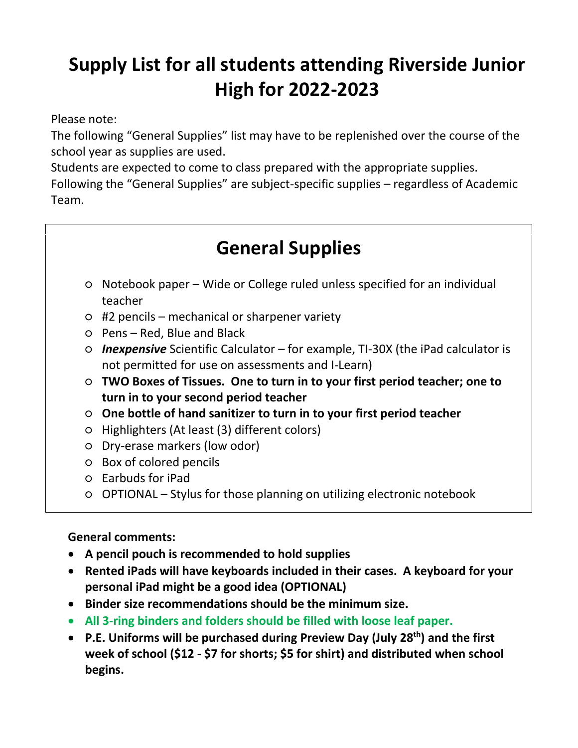# Supply List for all students attending Riverside Junior High for 2022-2023

Please note:
The following "General Supplies" list may have to be replenished over the course of the school year as supplies are used.
Students are expected to come to class prepared with the appropriate supplies.
Following the "General Supplies" are subject-specific supplies – regardless of Academic Team.

## General Supplies

- Notebook paper – Wide or College ruled unless specified for an individual teacher
- #2 pencils – mechanical or sharpener variety
- Pens – Red, Blue and Black
- ***Inexpensive*** Scientific Calculator – for example, TI-30X (the iPad calculator is not permitted for use on assessments and I-Learn)
- **TWO Boxes of Tissues. One to turn in to your first period teacher; one to turn in to your second period teacher**
- **One bottle of hand sanitizer to turn in to your first period teacher**
- Highlighters (At least (3) different colors)
- Dry-erase markers (low odor)
- Box of colored pencils
- Earbuds for iPad
- OPTIONAL – Stylus for those planning on utilizing electronic notebook

**General comments:**

- **A pencil pouch is recommended to hold supplies**
- **Rented iPads will have keyboards included in their cases. A keyboard for your personal iPad might be a good idea (OPTIONAL)**
- **Binder size recommendations should be the minimum size.**
- **All 3-ring binders and folders should be filled with loose leaf paper.**
- **P.E. Uniforms will be purchased during Preview Day (July 28th) and the first week of school ($12 - $7 for shorts; $5 for shirt) and distributed when school begins.**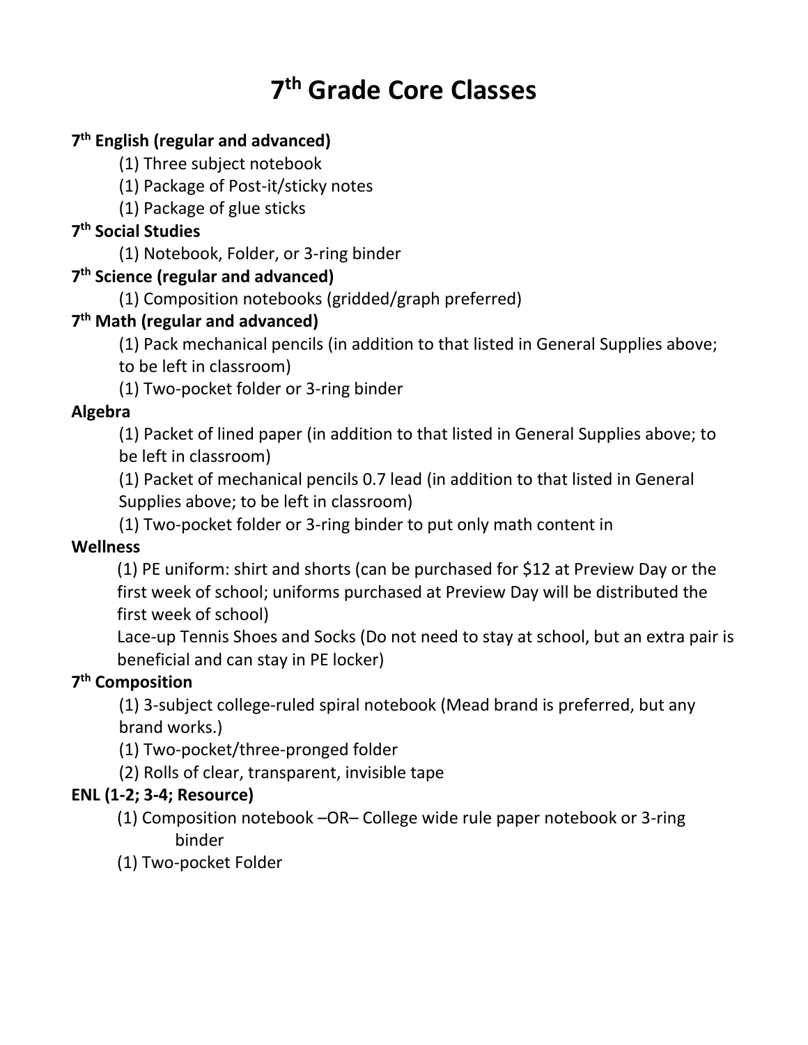# 7th Grade Core Classes

**7th English (regular and advanced)**

- (1) Three subject notebook
- (1) Package of Post-it/sticky notes
- (1) Package of glue sticks

**7th Social Studies**

- (1) Notebook, Folder, or 3-ring binder

**7th Science (regular and advanced)**

- (1) Composition notebooks (gridded/graph preferred)

**7th Math (regular and advanced)**

- (1) Pack mechanical pencils (in addition to that listed in General Supplies above; to be left in classroom)
- (1) Two-pocket folder or 3-ring binder

**Algebra**

- (1) Packet of lined paper (in addition to that listed in General Supplies above; to be left in classroom)
- (1) Packet of mechanical pencils 0.7 lead (in addition to that listed in General Supplies above; to be left in classroom)
- (1) Two-pocket folder or 3-ring binder to put only math content in

**Wellness**

- (1) PE uniform: shirt and shorts (can be purchased for $12 at Preview Day or the first week of school; uniforms purchased at Preview Day will be distributed the first week of school)
- Lace-up Tennis Shoes and Socks (Do not need to stay at school, but an extra pair is beneficial and can stay in PE locker)

**7th Composition**

- (1) 3-subject college-ruled spiral notebook (Mead brand is preferred, but any brand works.)
- (1) Two-pocket/three-pronged folder
- (2) Rolls of clear, transparent, invisible tape

**ENL (1-2; 3-4; Resource)**

- (1) Composition notebook –OR– College wide rule paper notebook or 3-ring binder
- (1) Two-pocket Folder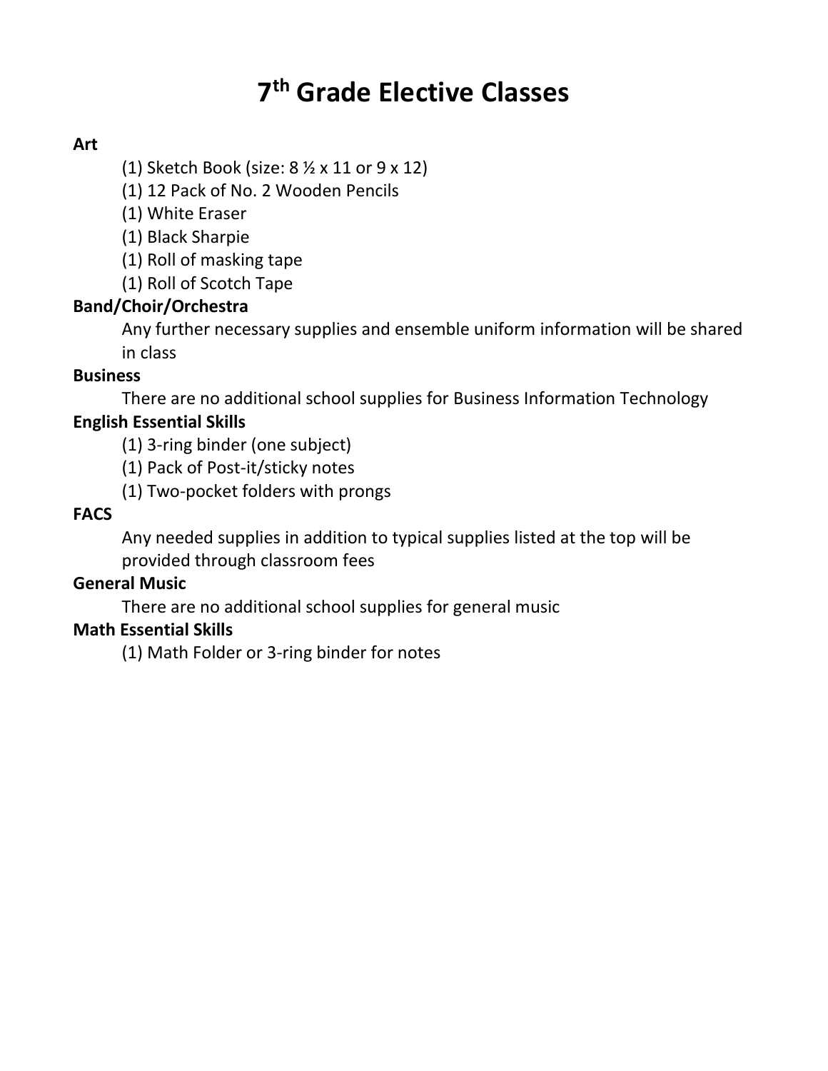# 7th Grade Elective Classes

**Art**

- (1) Sketch Book (size: 8 ½ x 11 or 9 x 12)
- (1) 12 Pack of No. 2 Wooden Pencils
- (1) White Eraser
- (1) Black Sharpie
- (1) Roll of masking tape
- (1) Roll of Scotch Tape

**Band/Choir/Orchestra**

Any further necessary supplies and ensemble uniform information will be shared in class

**Business**

There are no additional school supplies for Business Information Technology

**English Essential Skills**

- (1) 3-ring binder (one subject)
- (1) Pack of Post-it/sticky notes
- (1) Two-pocket folders with prongs

**FACS**

Any needed supplies in addition to typical supplies listed at the top will be provided through classroom fees

**General Music**

There are no additional school supplies for general music

**Math Essential Skills**

- (1) Math Folder or 3-ring binder for notes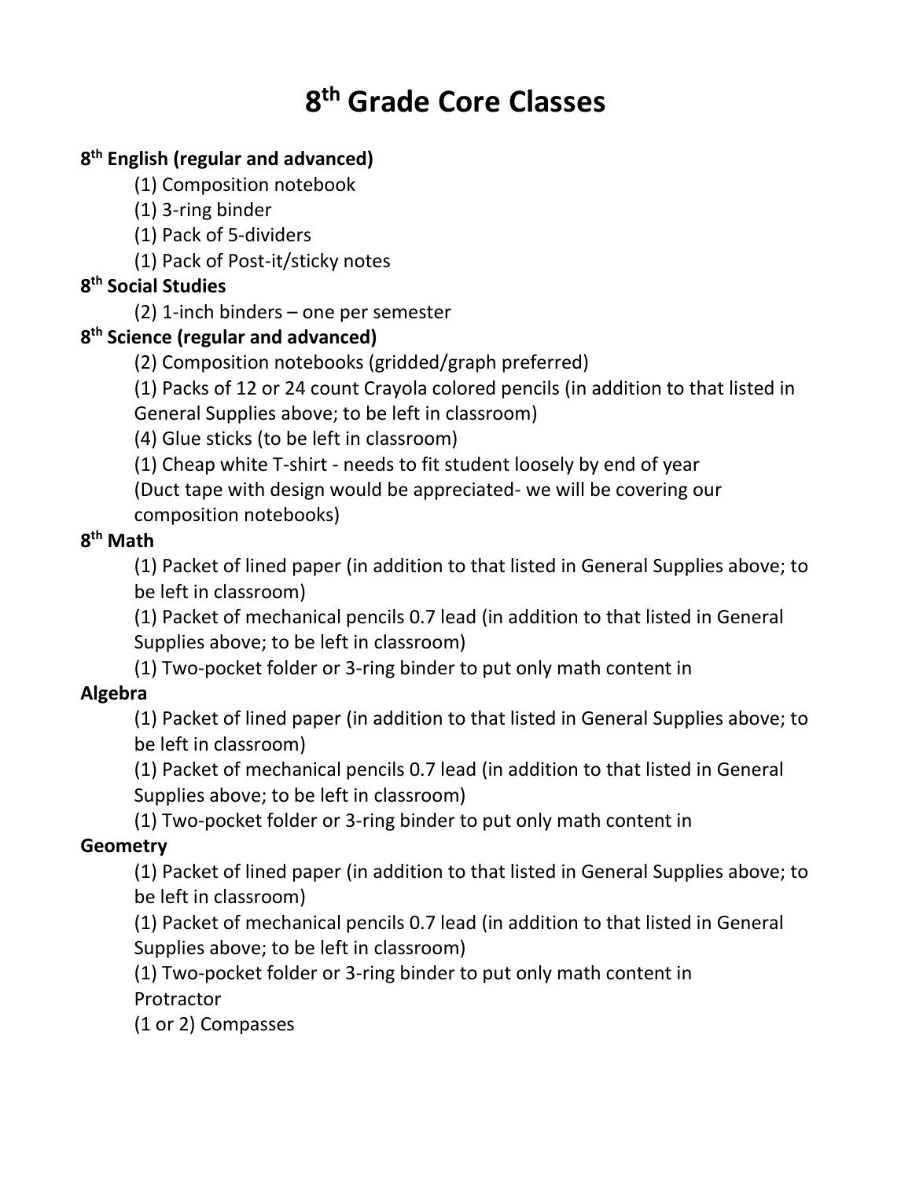# 8th Grade Core Classes

**8th English (regular and advanced)**

(1) Composition notebook

(1) 3-ring binder

(1) Pack of 5-dividers

(1) Pack of Post-it/sticky notes

**8th Social Studies**

(2) 1-inch binders – one per semester

**8th Science (regular and advanced)**

(2) Composition notebooks (gridded/graph preferred)

(1) Packs of 12 or 24 count Crayola colored pencils (in addition to that listed in General Supplies above; to be left in classroom)

(4) Glue sticks (to be left in classroom)

(1) Cheap white T-shirt - needs to fit student loosely by end of year

(Duct tape with design would be appreciated- we will be covering our composition notebooks)

**8th Math**

(1) Packet of lined paper (in addition to that listed in General Supplies above; to be left in classroom)

(1) Packet of mechanical pencils 0.7 lead (in addition to that listed in General Supplies above; to be left in classroom)

(1) Two-pocket folder or 3-ring binder to put only math content in

**Algebra**

(1) Packet of lined paper (in addition to that listed in General Supplies above; to be left in classroom)

(1) Packet of mechanical pencils 0.7 lead (in addition to that listed in General Supplies above; to be left in classroom)

(1) Two-pocket folder or 3-ring binder to put only math content in

**Geometry**

(1) Packet of lined paper (in addition to that listed in General Supplies above; to be left in classroom)

(1) Packet of mechanical pencils 0.7 lead (in addition to that listed in General Supplies above; to be left in classroom)

(1) Two-pocket folder or 3-ring binder to put only math content in

Protractor

(1 or 2) Compasses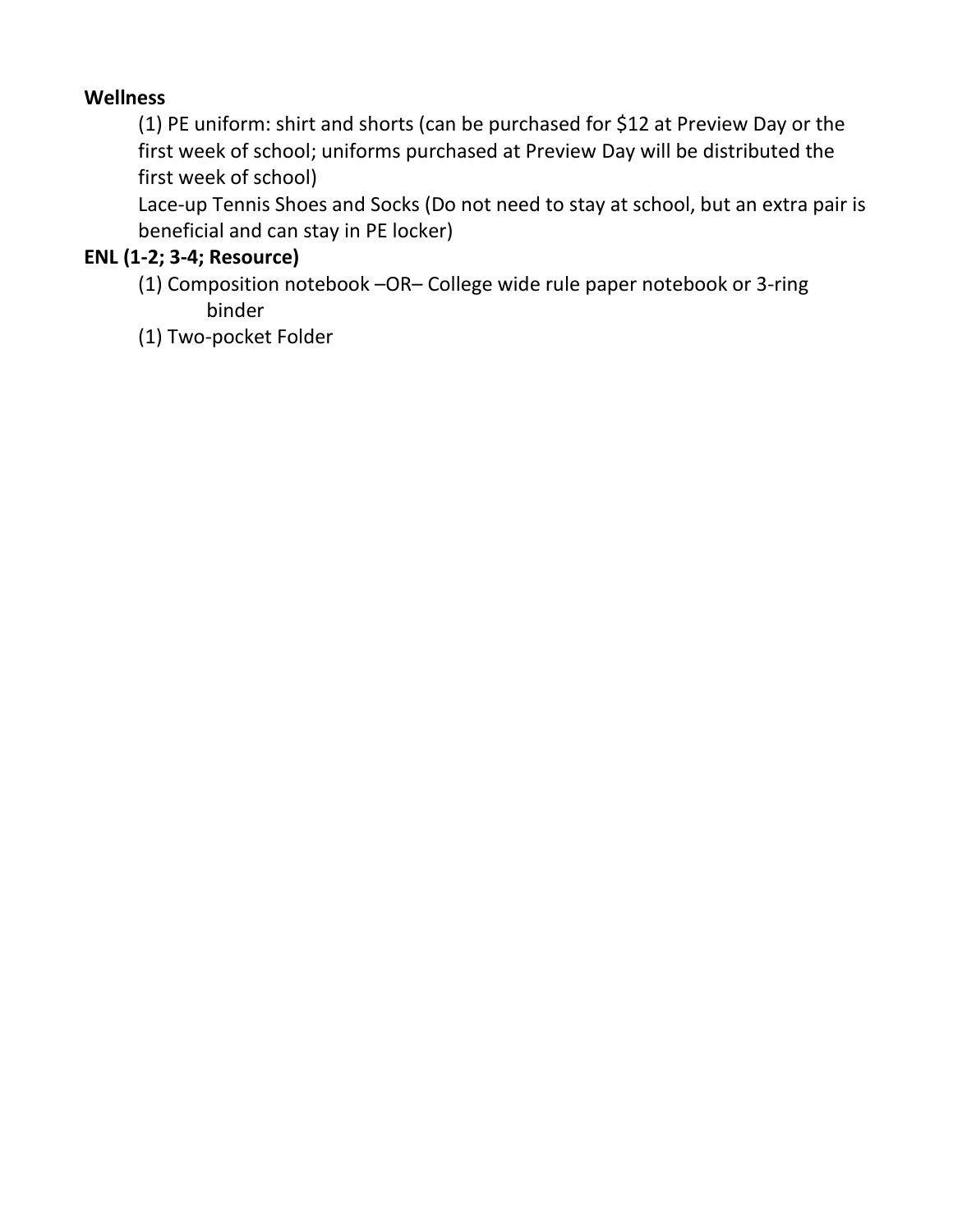**Wellness**

- (1) PE uniform: shirt and shorts (can be purchased for $12 at Preview Day or the first week of school; uniforms purchased at Preview Day will be distributed the first week of school)
- Lace-up Tennis Shoes and Socks (Do not need to stay at school, but an extra pair is beneficial and can stay in PE locker)

**ENL (1-2; 3-4; Resource)**

- (1) Composition notebook –OR– College wide rule paper notebook or 3-ring binder
- (1) Two-pocket Folder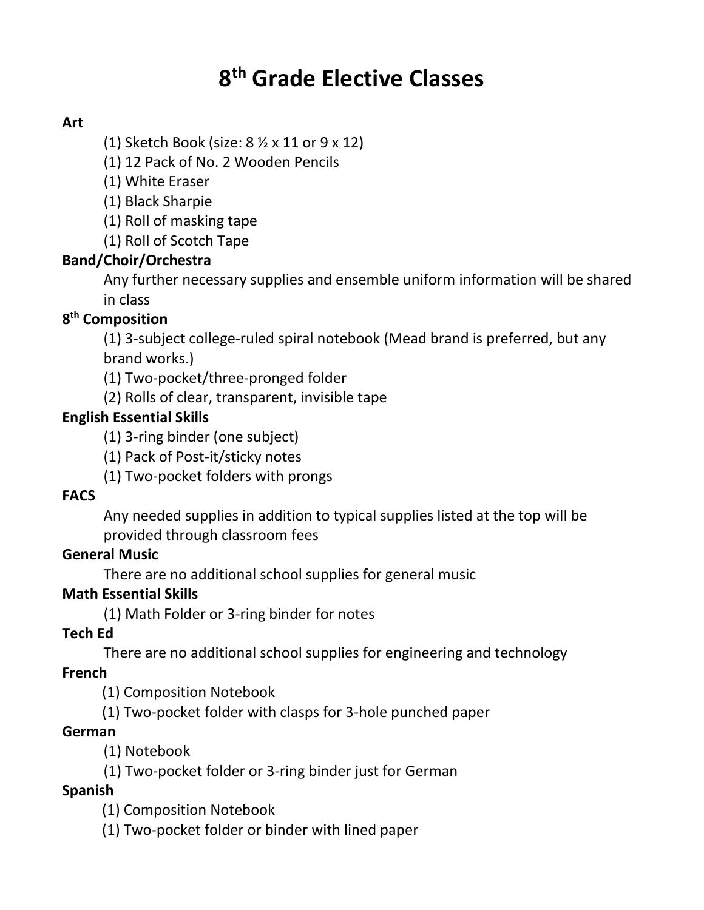# 8th Grade Elective Classes

**Art**

- (1) Sketch Book (size: 8 ½ x 11 or 9 x 12)
- (1) 12 Pack of No. 2 Wooden Pencils
- (1) White Eraser
- (1) Black Sharpie
- (1) Roll of masking tape
- (1) Roll of Scotch Tape

**Band/Choir/Orchestra**

Any further necessary supplies and ensemble uniform information will be shared in class

**8th Composition**

- (1) 3-subject college-ruled spiral notebook (Mead brand is preferred, but any brand works.)
- (1) Two-pocket/three-pronged folder
- (2) Rolls of clear, transparent, invisible tape

**English Essential Skills**

- (1) 3-ring binder (one subject)
- (1) Pack of Post-it/sticky notes
- (1) Two-pocket folders with prongs

**FACS**

Any needed supplies in addition to typical supplies listed at the top will be provided through classroom fees

**General Music**

There are no additional school supplies for general music

**Math Essential Skills**

- (1) Math Folder or 3-ring binder for notes

**Tech Ed**

There are no additional school supplies for engineering and technology

**French**

- (1) Composition Notebook
- (1) Two-pocket folder with clasps for 3-hole punched paper

**German**

- (1) Notebook
- (1) Two-pocket folder or 3-ring binder just for German

**Spanish**

- (1) Composition Notebook
- (1) Two-pocket folder or binder with lined paper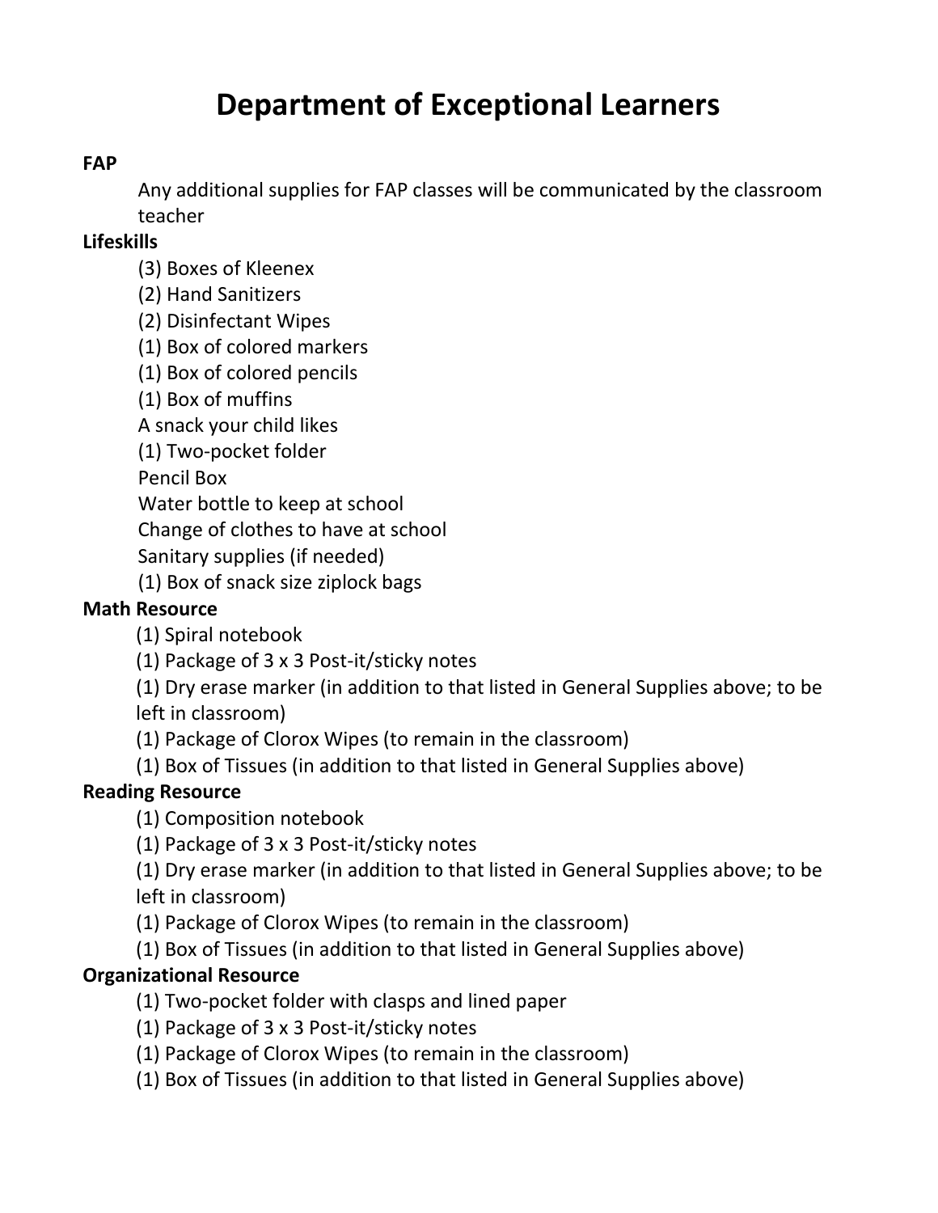# Department of Exceptional Learners

**FAP**

Any additional supplies for FAP classes will be communicated by the classroom teacher

**Lifeskills**

(3) Boxes of Kleenex
(2) Hand Sanitizers
(2) Disinfectant Wipes
(1) Box of colored markers
(1) Box of colored pencils
(1) Box of muffins
A snack your child likes
(1) Two-pocket folder
Pencil Box
Water bottle to keep at school
Change of clothes to have at school
Sanitary supplies (if needed)
(1) Box of snack size ziplock bags

**Math Resource**

(1) Spiral notebook
(1) Package of 3 x 3 Post-it/sticky notes
(1) Dry erase marker (in addition to that listed in General Supplies above; to be left in classroom)
(1) Package of Clorox Wipes (to remain in the classroom)
(1) Box of Tissues (in addition to that listed in General Supplies above)

**Reading Resource**

(1) Composition notebook
(1) Package of 3 x 3 Post-it/sticky notes
(1) Dry erase marker (in addition to that listed in General Supplies above; to be left in classroom)
(1) Package of Clorox Wipes (to remain in the classroom)
(1) Box of Tissues (in addition to that listed in General Supplies above)

**Organizational Resource**

(1) Two-pocket folder with clasps and lined paper
(1) Package of 3 x 3 Post-it/sticky notes
(1) Package of Clorox Wipes (to remain in the classroom)
(1) Box of Tissues (in addition to that listed in General Supplies above)